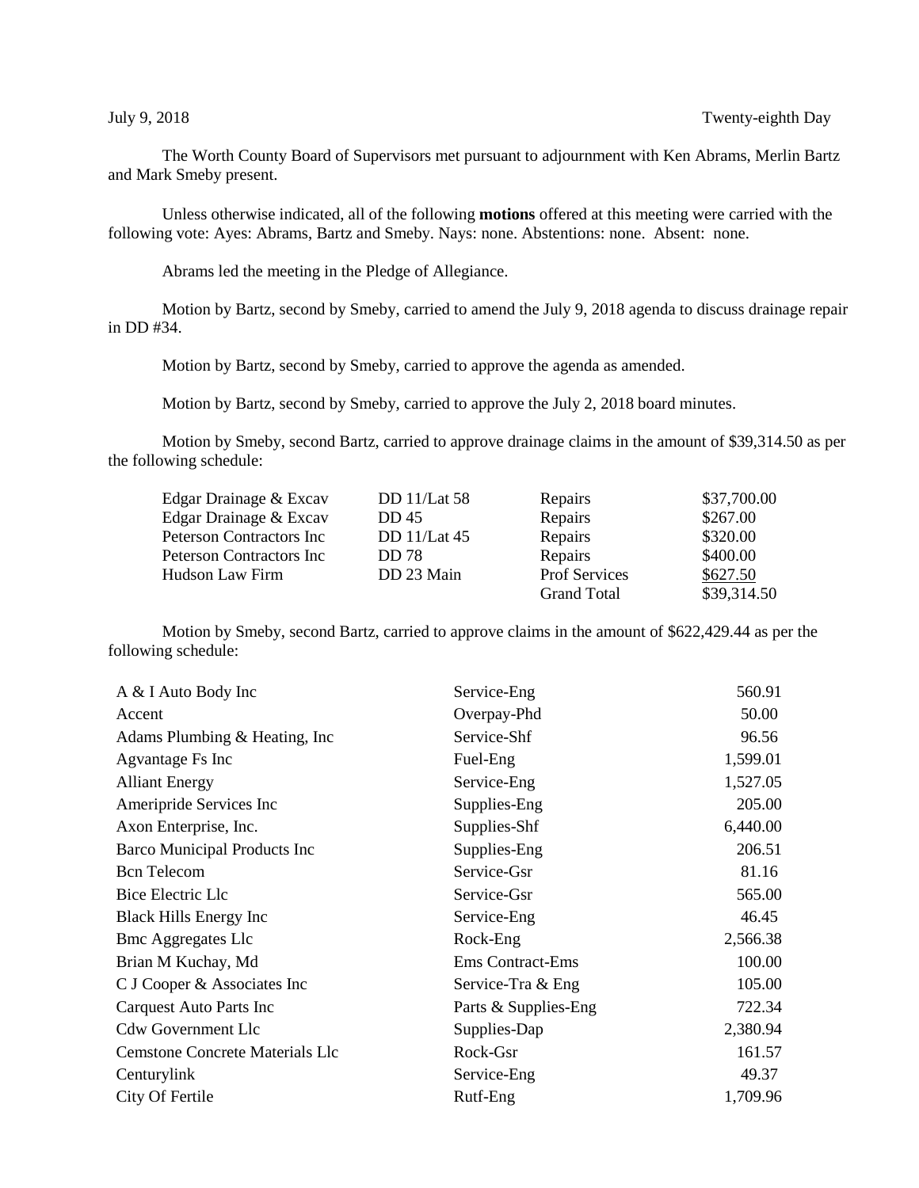July 9, 2018 Twenty-eighth Day

The Worth County Board of Supervisors met pursuant to adjournment with Ken Abrams, Merlin Bartz and Mark Smeby present.

Unless otherwise indicated, all of the following **motions** offered at this meeting were carried with the following vote: Ayes: Abrams, Bartz and Smeby. Nays: none. Abstentions: none. Absent: none.

Abrams led the meeting in the Pledge of Allegiance.

Motion by Bartz, second by Smeby, carried to amend the July 9, 2018 agenda to discuss drainage repair in DD #34.

Motion by Bartz, second by Smeby, carried to approve the agenda as amended.

Motion by Bartz, second by Smeby, carried to approve the July 2, 2018 board minutes.

Motion by Smeby, second Bartz, carried to approve drainage claims in the amount of $39,314.50 as per the following schedule:

| | | | |
|---|---|---|---|
| Edgar Drainage & Excav | DD 11/Lat 58 | Repairs | $37,700.00 |
| Edgar Drainage & Excav | DD 45 | Repairs | $267.00 |
| Peterson Contractors Inc | DD 11/Lat 45 | Repairs | $320.00 |
| Peterson Contractors Inc | DD 78 | Repairs | $400.00 |
| Hudson Law Firm | DD 23 Main | Prof Services | $627.50 |
| | | Grand Total | $39,314.50 |

Motion by Smeby, second Bartz, carried to approve claims in the amount of $622,429.44 as per the following schedule:

| | | |
|---|---|---|
| A & I Auto Body Inc | Service-Eng | 560.91 |
| Accent | Overpay-Phd | 50.00 |
| Adams Plumbing & Heating, Inc | Service-Shf | 96.56 |
| Agvantage Fs Inc | Fuel-Eng | 1,599.01 |
| Alliant Energy | Service-Eng | 1,527.05 |
| Ameripride Services Inc | Supplies-Eng | 205.00 |
| Axon Enterprise, Inc. | Supplies-Shf | 6,440.00 |
| Barco Municipal Products Inc | Supplies-Eng | 206.51 |
| Bcn Telecom | Service-Gsr | 81.16 |
| Bice Electric Llc | Service-Gsr | 565.00 |
| Black Hills Energy Inc | Service-Eng | 46.45 |
| Bmc Aggregates Llc | Rock-Eng | 2,566.38 |
| Brian M Kuchay, Md | Ems Contract-Ems | 100.00 |
| C J Cooper & Associates Inc | Service-Tra & Eng | 105.00 |
| Carquest Auto Parts Inc | Parts & Supplies-Eng | 722.34 |
| Cdw Government Llc | Supplies-Dap | 2,380.94 |
| Cemstone Concrete Materials Llc | Rock-Gsr | 161.57 |
| Centurylink | Service-Eng | 49.37 |
| City Of Fertile | Rutf-Eng | 1,709.96 |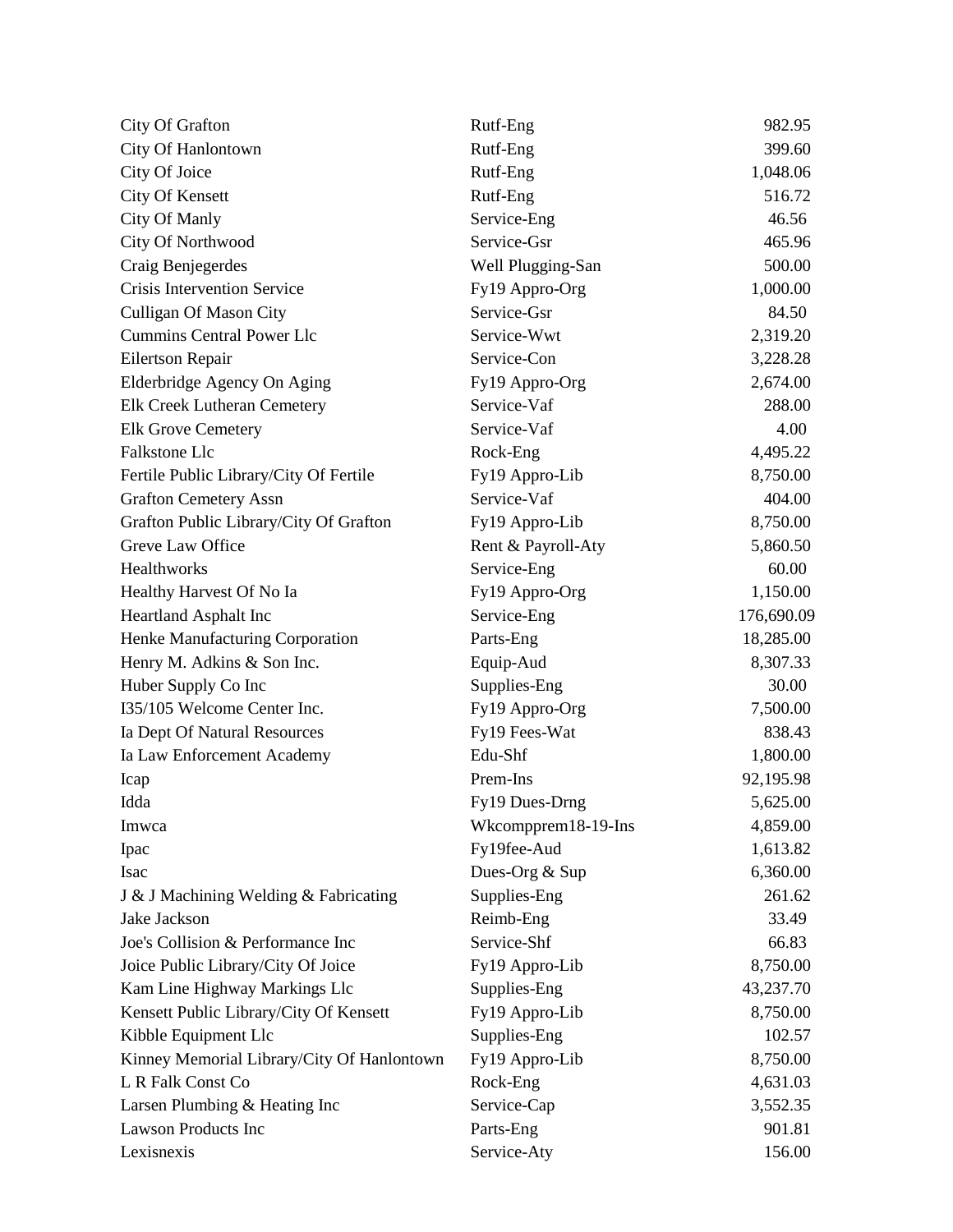| | | |
|---|---|---|
| City Of Grafton | Rutf-Eng | 982.95 |
| City Of Hanlontown | Rutf-Eng | 399.60 |
| City Of Joice | Rutf-Eng | 1,048.06 |
| City Of Kensett | Rutf-Eng | 516.72 |
| City Of Manly | Service-Eng | 46.56 |
| City Of Northwood | Service-Gsr | 465.96 |
| Craig Benjegerdes | Well Plugging-San | 500.00 |
| Crisis Intervention Service | Fy19 Appro-Org | 1,000.00 |
| Culligan Of Mason City | Service-Gsr | 84.50 |
| Cummins Central Power Llc | Service-Wwt | 2,319.20 |
| Eilertson Repair | Service-Con | 3,228.28 |
| Elderbridge Agency On Aging | Fy19 Appro-Org | 2,674.00 |
| Elk Creek Lutheran Cemetery | Service-Vaf | 288.00 |
| Elk Grove Cemetery | Service-Vaf | 4.00 |
| Falkstone Llc | Rock-Eng | 4,495.22 |
| Fertile Public Library/City Of Fertile | Fy19 Appro-Lib | 8,750.00 |
| Grafton Cemetery Assn | Service-Vaf | 404.00 |
| Grafton Public Library/City Of Grafton | Fy19 Appro-Lib | 8,750.00 |
| Greve Law Office | Rent & Payroll-Aty | 5,860.50 |
| Healthworks | Service-Eng | 60.00 |
| Healthy Harvest Of No Ia | Fy19 Appro-Org | 1,150.00 |
| Heartland Asphalt Inc | Service-Eng | 176,690.09 |
| Henke Manufacturing Corporation | Parts-Eng | 18,285.00 |
| Henry M. Adkins & Son Inc. | Equip-Aud | 8,307.33 |
| Huber Supply Co Inc | Supplies-Eng | 30.00 |
| I35/105 Welcome Center Inc. | Fy19 Appro-Org | 7,500.00 |
| Ia Dept Of Natural Resources | Fy19 Fees-Wat | 838.43 |
| Ia Law Enforcement Academy | Edu-Shf | 1,800.00 |
| Icap | Prem-Ins | 92,195.98 |
| Idda | Fy19 Dues-Drng | 5,625.00 |
| Imwca | Wkcompprem18-19-Ins | 4,859.00 |
| Ipac | Fy19fee-Aud | 1,613.82 |
| Isac | Dues-Org & Sup | 6,360.00 |
| J & J Machining Welding & Fabricating | Supplies-Eng | 261.62 |
| Jake Jackson | Reimb-Eng | 33.49 |
| Joe's Collision & Performance Inc | Service-Shf | 66.83 |
| Joice Public Library/City Of Joice | Fy19 Appro-Lib | 8,750.00 |
| Kam Line Highway Markings Llc | Supplies-Eng | 43,237.70 |
| Kensett Public Library/City Of Kensett | Fy19 Appro-Lib | 8,750.00 |
| Kibble Equipment Llc | Supplies-Eng | 102.57 |
| Kinney Memorial Library/City Of Hanlontown | Fy19 Appro-Lib | 8,750.00 |
| L R Falk Const Co | Rock-Eng | 4,631.03 |
| Larsen Plumbing & Heating Inc | Service-Cap | 3,552.35 |
| Lawson Products Inc | Parts-Eng | 901.81 |
| Lexisnexis | Service-Aty | 156.00 |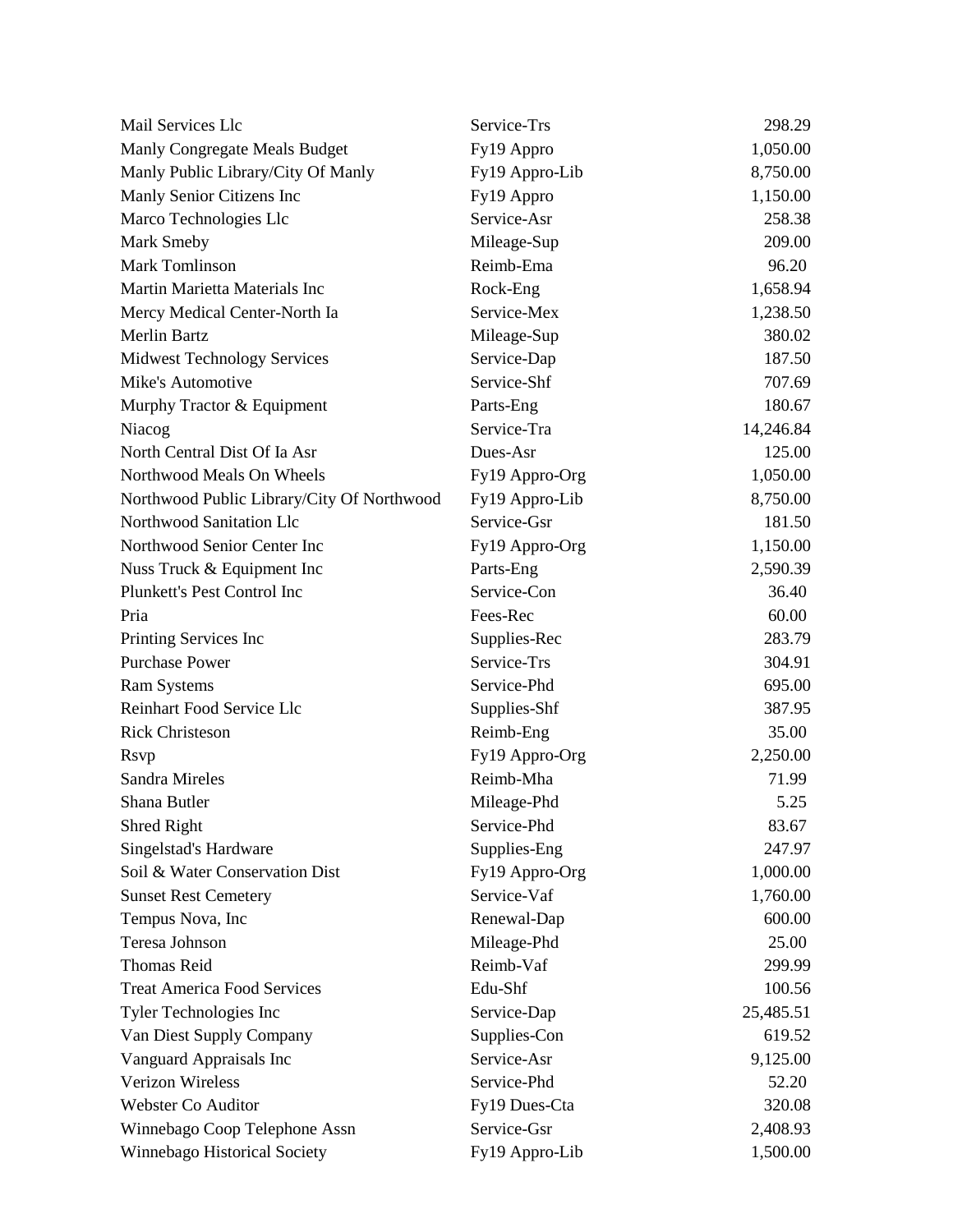| | | |
|---|---|---|
| Mail Services Llc | Service-Trs | 298.29 |
| Manly Congregate Meals Budget | Fy19 Appro | 1,050.00 |
| Manly Public Library/City Of Manly | Fy19 Appro-Lib | 8,750.00 |
| Manly Senior Citizens Inc | Fy19 Appro | 1,150.00 |
| Marco Technologies Llc | Service-Asr | 258.38 |
| Mark Smeby | Mileage-Sup | 209.00 |
| Mark Tomlinson | Reimb-Ema | 96.20 |
| Martin Marietta Materials Inc | Rock-Eng | 1,658.94 |
| Mercy Medical Center-North Ia | Service-Mex | 1,238.50 |
| Merlin Bartz | Mileage-Sup | 380.02 |
| Midwest Technology Services | Service-Dap | 187.50 |
| Mike's Automotive | Service-Shf | 707.69 |
| Murphy Tractor & Equipment | Parts-Eng | 180.67 |
| Niacog | Service-Tra | 14,246.84 |
| North Central Dist Of Ia Asr | Dues-Asr | 125.00 |
| Northwood Meals On Wheels | Fy19 Appro-Org | 1,050.00 |
| Northwood Public Library/City Of Northwood | Fy19 Appro-Lib | 8,750.00 |
| Northwood Sanitation Llc | Service-Gsr | 181.50 |
| Northwood Senior Center Inc | Fy19 Appro-Org | 1,150.00 |
| Nuss Truck & Equipment Inc | Parts-Eng | 2,590.39 |
| Plunkett's Pest Control Inc | Service-Con | 36.40 |
| Pria | Fees-Rec | 60.00 |
| Printing Services Inc | Supplies-Rec | 283.79 |
| Purchase Power | Service-Trs | 304.91 |
| Ram Systems | Service-Phd | 695.00 |
| Reinhart Food Service Llc | Supplies-Shf | 387.95 |
| Rick Christeson | Reimb-Eng | 35.00 |
| Rsvp | Fy19 Appro-Org | 2,250.00 |
| Sandra Mireles | Reimb-Mha | 71.99 |
| Shana Butler | Mileage-Phd | 5.25 |
| Shred Right | Service-Phd | 83.67 |
| Singelstad's Hardware | Supplies-Eng | 247.97 |
| Soil & Water Conservation Dist | Fy19 Appro-Org | 1,000.00 |
| Sunset Rest Cemetery | Service-Vaf | 1,760.00 |
| Tempus Nova, Inc | Renewal-Dap | 600.00 |
| Teresa Johnson | Mileage-Phd | 25.00 |
| Thomas Reid | Reimb-Vaf | 299.99 |
| Treat America Food Services | Edu-Shf | 100.56 |
| Tyler Technologies Inc | Service-Dap | 25,485.51 |
| Van Diest Supply Company | Supplies-Con | 619.52 |
| Vanguard Appraisals Inc | Service-Asr | 9,125.00 |
| Verizon Wireless | Service-Phd | 52.20 |
| Webster Co Auditor | Fy19 Dues-Cta | 320.08 |
| Winnebago Coop Telephone Assn | Service-Gsr | 2,408.93 |
| Winnebago Historical Society | Fy19 Appro-Lib | 1,500.00 |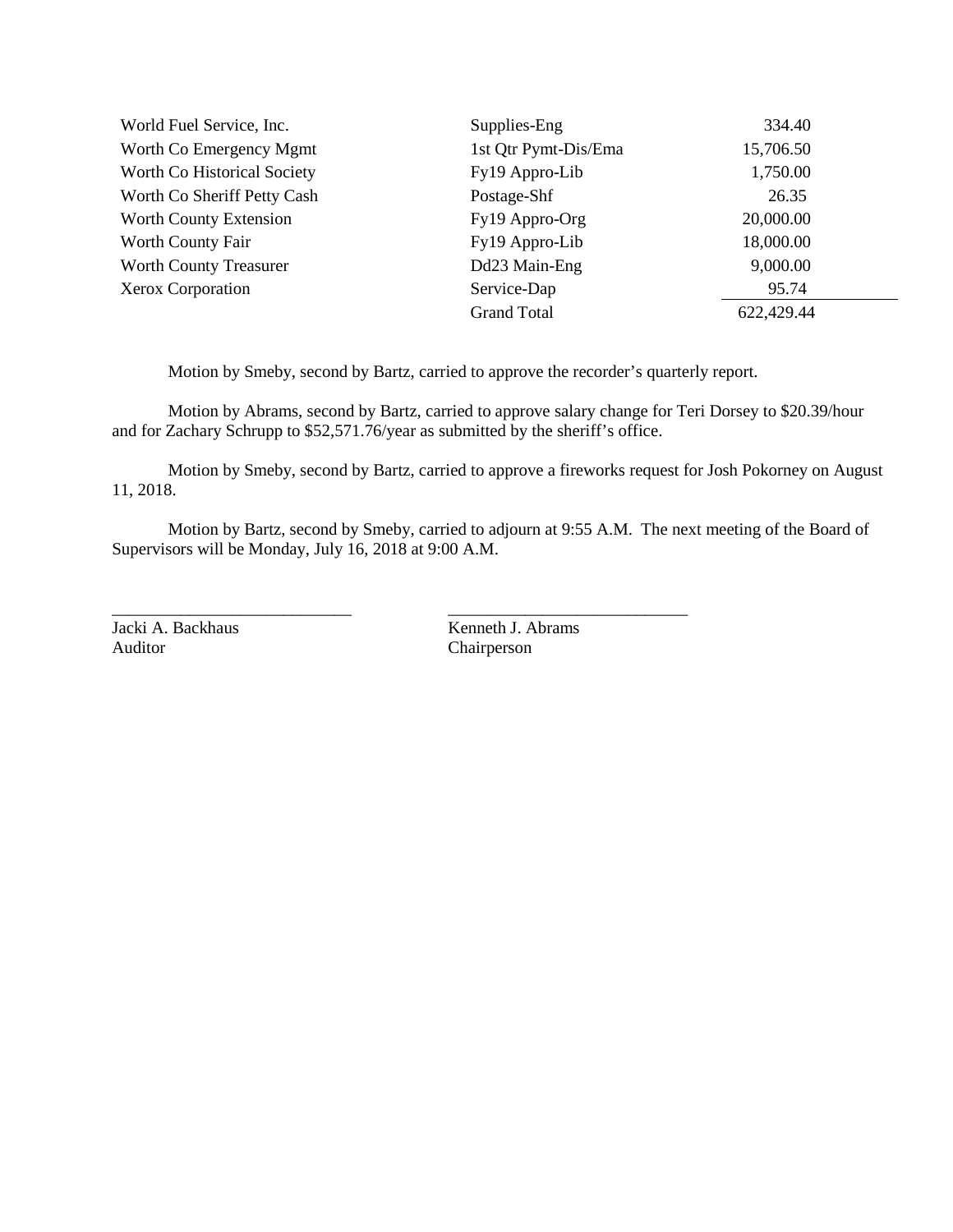| | | |
|---|---|---|
| World Fuel Service, Inc. | Supplies-Eng | 334.40 |
| Worth Co Emergency Mgmt | 1st Qtr Pymt-Dis/Ema | 15,706.50 |
| Worth Co Historical Society | Fy19 Appro-Lib | 1,750.00 |
| Worth Co Sheriff Petty Cash | Postage-Shf | 26.35 |
| Worth County Extension | Fy19 Appro-Org | 20,000.00 |
| Worth County Fair | Fy19 Appro-Lib | 18,000.00 |
| Worth County Treasurer | Dd23 Main-Eng | 9,000.00 |
| Xerox Corporation | Service-Dap | 95.74 |
| | Grand Total | 622,429.44 |

Motion by Smeby, second by Bartz, carried to approve the recorder's quarterly report.

Motion by Abrams, second by Bartz, carried to approve salary change for Teri Dorsey to $20.39/hour and for Zachary Schrupp to $52,571.76/year as submitted by the sheriff's office.

Motion by Smeby, second by Bartz, carried to approve a fireworks request for Josh Pokorney on August 11, 2018.

Motion by Bartz, second by Smeby, carried to adjourn at 9:55 A.M. The next meeting of the Board of Supervisors will be Monday, July 16, 2018 at 9:00 A.M.

\_\_\_\_\_\_\_\_\_\_\_\_\_\_\_\_\_\_\_\_\_\_\_\_\_\_\_\_
Jacki A. Backhaus
Auditor

\_\_\_\_\_\_\_\_\_\_\_\_\_\_\_\_\_\_\_\_\_\_\_\_\_\_\_\_
Kenneth J. Abrams
Chairperson